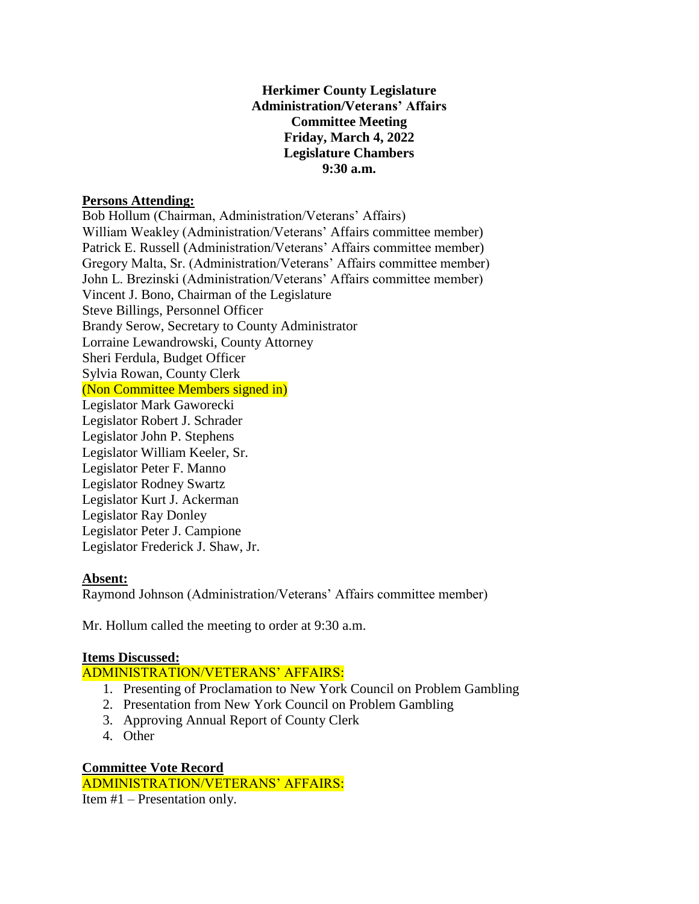**Herkimer County Legislature**
**Administration/Veterans' Affairs**
**Committee Meeting**
**Friday, March 4, 2022**
**Legislature Chambers**
**9:30 a.m.**

## Persons Attending:

Bob Hollum (Chairman, Administration/Veterans' Affairs)
William Weakley (Administration/Veterans' Affairs committee member)
Patrick E. Russell (Administration/Veterans' Affairs committee member)
Gregory Malta, Sr. (Administration/Veterans' Affairs committee member)
John L. Brezinski (Administration/Veterans' Affairs committee member)
Vincent J. Bono, Chairman of the Legislature
Steve Billings, Personnel Officer
Brandy Serow, Secretary to County Administrator
Lorraine Lewandrowski, County Attorney
Sheri Ferdula, Budget Officer
Sylvia Rowan, County Clerk
(Non Committee Members signed in)
Legislator Mark Gaworecki
Legislator Robert J. Schrader
Legislator John P. Stephens
Legislator William Keeler, Sr.
Legislator Peter F. Manno
Legislator Rodney Swartz
Legislator Kurt J. Ackerman
Legislator Ray Donley
Legislator Peter J. Campione
Legislator Frederick J. Shaw, Jr.

## Absent:

Raymond Johnson (Administration/Veterans' Affairs committee member)

Mr. Hollum called the meeting to order at 9:30 a.m.

## Items Discussed:

ADMINISTRATION/VETERANS' AFFAIRS:

1. Presenting of Proclamation to New York Council on Problem Gambling
2. Presentation from New York Council on Problem Gambling
3. Approving Annual Report of County Clerk
4. Other

## Committee Vote Record

ADMINISTRATION/VETERANS' AFFAIRS:

Item #1 – Presentation only.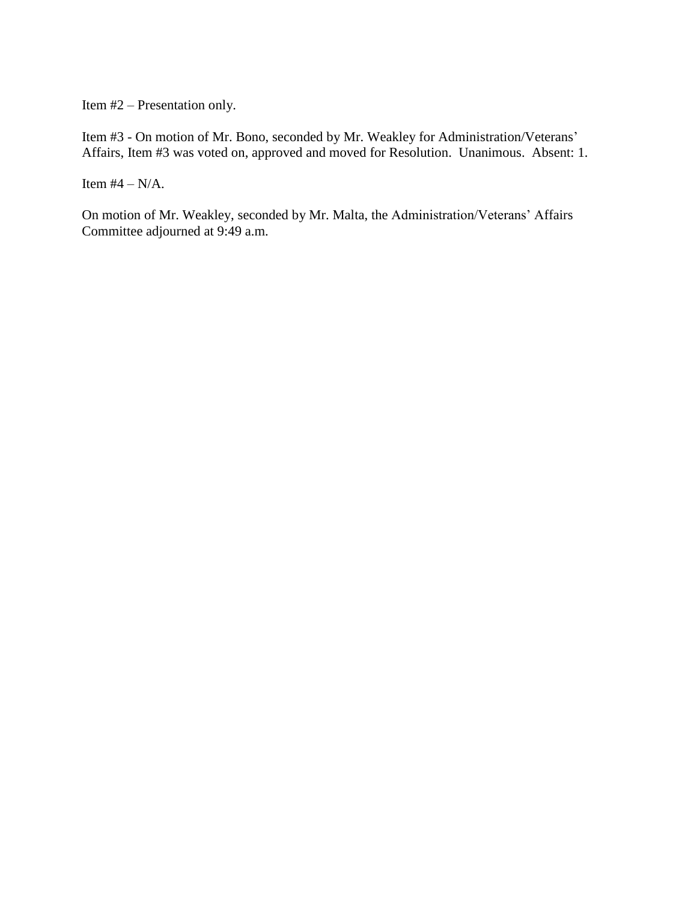Item #2 – Presentation only.

Item #3 - On motion of Mr. Bono, seconded by Mr. Weakley for Administration/Veterans' Affairs, Item #3 was voted on, approved and moved for Resolution. Unanimous. Absent: 1.

Item #4 – N/A.

On motion of Mr. Weakley, seconded by Mr. Malta, the Administration/Veterans' Affairs Committee adjourned at 9:49 a.m.